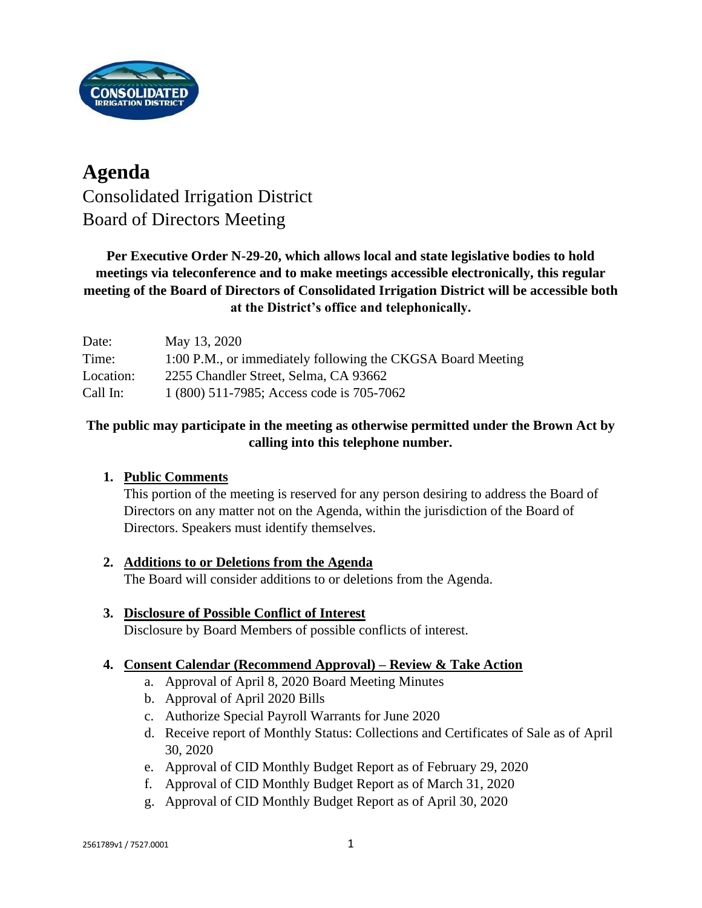# Agenda

Consolidated Irrigation District
Board of Directors Meeting

**Per Executive Order N-29-20, which allows local and state legislative bodies to hold meetings via teleconference and to make meetings accessible electronically, this regular meeting of the Board of Directors of Consolidated Irrigation District will be accessible both at the District's office and telephonically.**

| | |
|---|---|
| Date: | May 13, 2020 |
| Time: | 1:00 P.M., or immediately following the CKGSA Board Meeting |
| Location: | 2255 Chandler Street, Selma, CA 93662 |
| Call In: | 1 (800) 511-7985; Access code is 705-7062 |

**The public may participate in the meeting as otherwise permitted under the Brown Act by calling into this telephone number.**

1. **Public Comments**
   This portion of the meeting is reserved for any person desiring to address the Board of Directors on any matter not on the Agenda, within the jurisdiction of the Board of Directors. Speakers must identify themselves.

2. **Additions to or Deletions from the Agenda**
   The Board will consider additions to or deletions from the Agenda.

3. **Disclosure of Possible Conflict of Interest**
   Disclosure by Board Members of possible conflicts of interest.

4. **Consent Calendar (Recommend Approval) – Review & Take Action**
   a. Approval of April 8, 2020 Board Meeting Minutes
   b. Approval of April 2020 Bills
   c. Authorize Special Payroll Warrants for June 2020
   d. Receive report of Monthly Status: Collections and Certificates of Sale as of April 30, 2020
   e. Approval of CID Monthly Budget Report as of February 29, 2020
   f. Approval of CID Monthly Budget Report as of March 31, 2020
   g. Approval of CID Monthly Budget Report as of April 30, 2020

2561789v1 / 7527.0001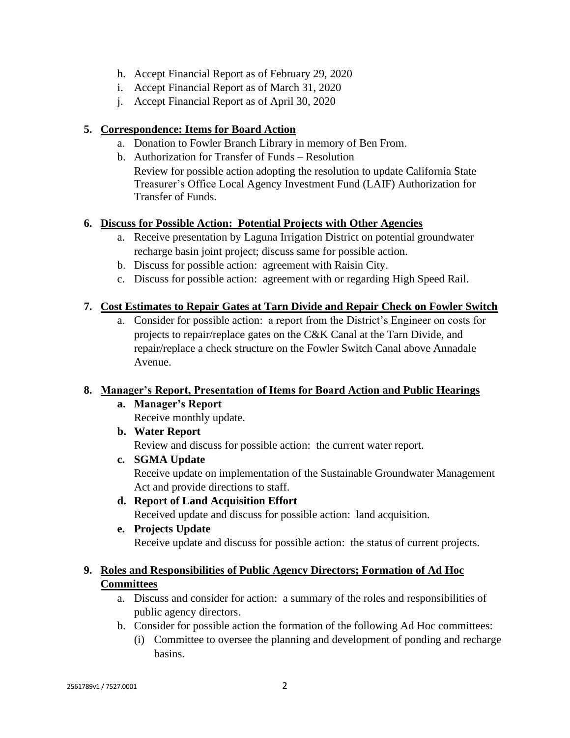h. Accept Financial Report as of February 29, 2020
i. Accept Financial Report as of March 31, 2020
j. Accept Financial Report as of April 30, 2020

**5. Correspondence: Items for Board Action**

a. Donation to Fowler Branch Library in memory of Ben From.

b. Authorization for Transfer of Funds – Resolution
Review for possible action adopting the resolution to update California State Treasurer's Office Local Agency Investment Fund (LAIF) Authorization for Transfer of Funds.

**6. Discuss for Possible Action: Potential Projects with Other Agencies**

a. Receive presentation by Laguna Irrigation District on potential groundwater recharge basin joint project; discuss same for possible action.

b. Discuss for possible action: agreement with Raisin City.

c. Discuss for possible action: agreement with or regarding High Speed Rail.

**7. Cost Estimates to Repair Gates at Tarn Divide and Repair Check on Fowler Switch**

a. Consider for possible action: a report from the District's Engineer on costs for projects to repair/replace gates on the C&K Canal at the Tarn Divide, and repair/replace a check structure on the Fowler Switch Canal above Annadale Avenue.

**8. Manager's Report, Presentation of Items for Board Action and Public Hearings**

**a. Manager's Report**
Receive monthly update.

**b. Water Report**
Review and discuss for possible action: the current water report.

**c. SGMA Update**
Receive update on implementation of the Sustainable Groundwater Management Act and provide directions to staff.

**d. Report of Land Acquisition Effort**
Received update and discuss for possible action: land acquisition.

**e. Projects Update**
Receive update and discuss for possible action: the status of current projects.

**9. Roles and Responsibilities of Public Agency Directors; Formation of Ad Hoc Committees**

a. Discuss and consider for action: a summary of the roles and responsibilities of public agency directors.

b. Consider for possible action the formation of the following Ad Hoc committees:

(i) Committee to oversee the planning and development of ponding and recharge basins.

2561789v1 / 7527.0001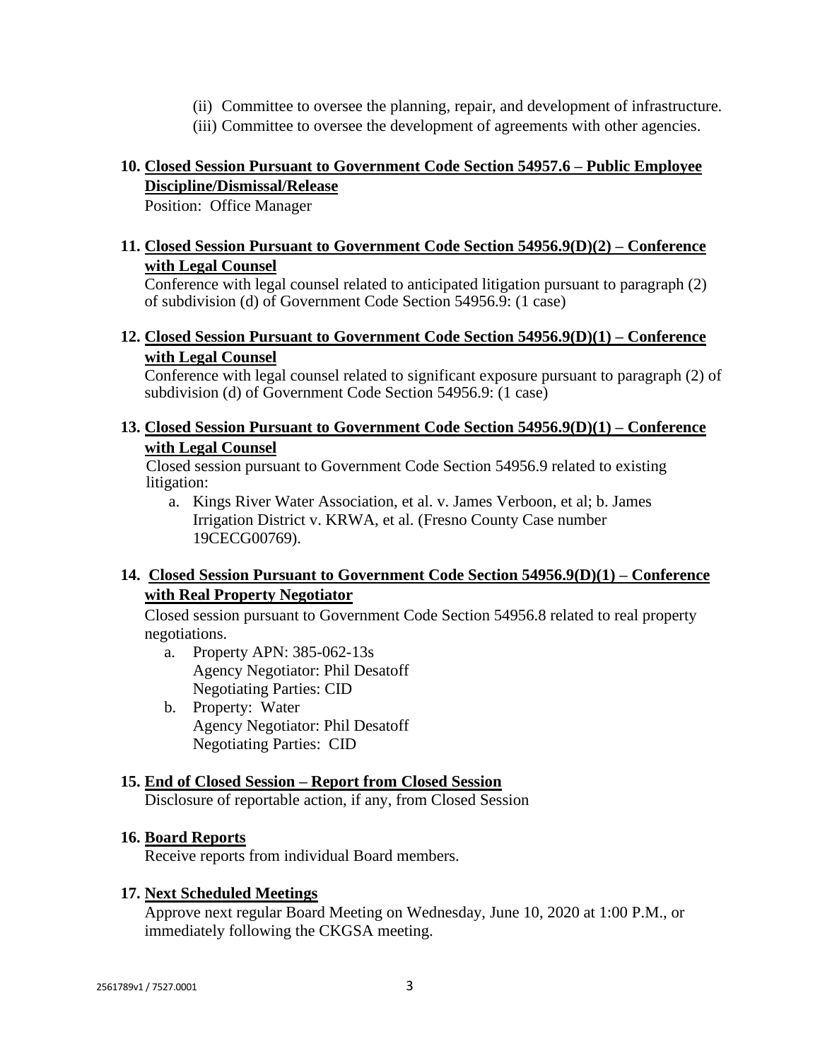(ii) Committee to oversee the planning, repair, and development of infrastructure.
(iii) Committee to oversee the development of agreements with other agencies.

**10. Closed Session Pursuant to Government Code Section 54957.6 – Public Employee Discipline/Dismissal/Release**

Position: Office Manager

**11. Closed Session Pursuant to Government Code Section 54956.9(D)(2) – Conference with Legal Counsel**

Conference with legal counsel related to anticipated litigation pursuant to paragraph (2) of subdivision (d) of Government Code Section 54956.9: (1 case)

**12. Closed Session Pursuant to Government Code Section 54956.9(D)(1) – Conference with Legal Counsel**

Conference with legal counsel related to significant exposure pursuant to paragraph (2) of subdivision (d) of Government Code Section 54956.9: (1 case)

**13. Closed Session Pursuant to Government Code Section 54956.9(D)(1) – Conference with Legal Counsel**

Closed session pursuant to Government Code Section 54956.9 related to existing litigation:

a. Kings River Water Association, et al. v. James Verboon, et al; b. James Irrigation District v. KRWA, et al. (Fresno County Case number 19CECG00769).

**14. Closed Session Pursuant to Government Code Section 54956.9(D)(1) – Conference with Real Property Negotiator**

Closed session pursuant to Government Code Section 54956.8 related to real property negotiations.

a. Property APN: 385-062-13s
   Agency Negotiator: Phil Desatoff
   Negotiating Parties: CID
b. Property: Water
   Agency Negotiator: Phil Desatoff
   Negotiating Parties: CID

**15. End of Closed Session – Report from Closed Session**

Disclosure of reportable action, if any, from Closed Session

**16. Board Reports**

Receive reports from individual Board members.

**17. Next Scheduled Meetings**

Approve next regular Board Meeting on Wednesday, June 10, 2020 at 1:00 P.M., or immediately following the CKGSA meeting.

2561789v1 / 7527.0001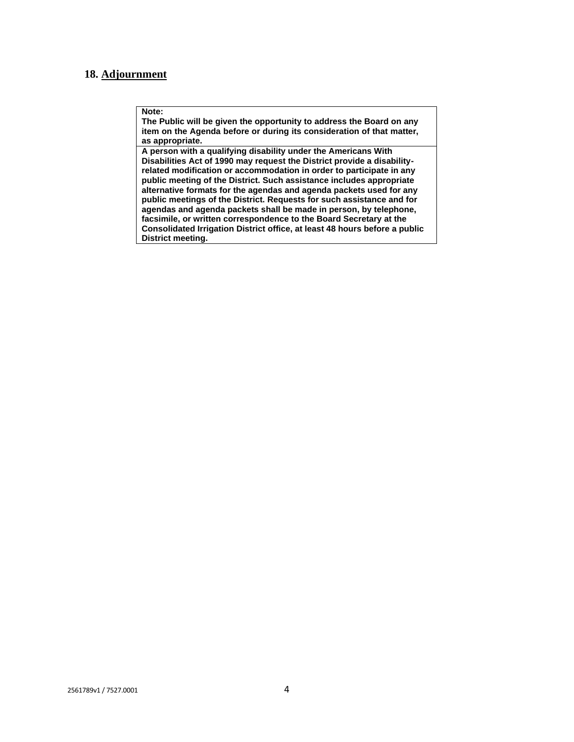## 18. <u>Adjournment</u>

| |
|---|
| **Note:**<br>**The Public will be given the opportunity to address the Board on any item on the Agenda before or during its consideration of that matter, as appropriate.** |
| **A person with a qualifying disability under the Americans With Disabilities Act of 1990 may request the District provide a disability-related modification or accommodation in order to participate in any public meeting of the District. Such assistance includes appropriate alternative formats for the agendas and agenda packets used for any public meetings of the District. Requests for such assistance and for agendas and agenda packets shall be made in person, by telephone, facsimile, or written correspondence to the Board Secretary at the Consolidated Irrigation District office, at least 48 hours before a public District meeting.** |

2561789v1 / 7527.0001